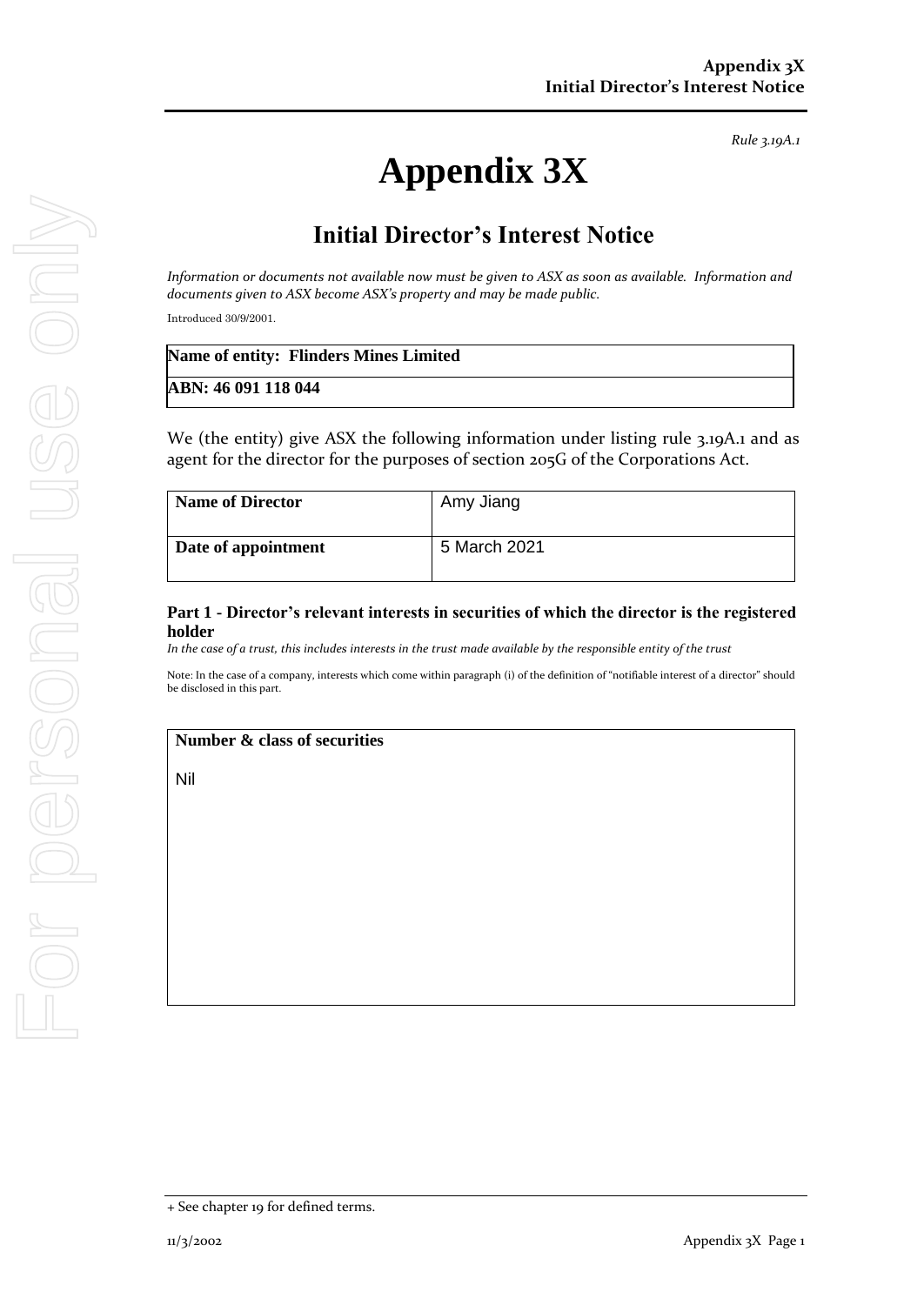*Rule 3.19A.1*

# Appendix 3X

## Initial Director's Interest Notice

*Information or documents not available now must be given to ASX as soon as available. Information and documents given to ASX become ASX's property and may be made public.*

Introduced 30/9/2001.

| **Name of entity: Flinders Mines Limited** |
|---|
| **ABN: 46 091 118 044** |

We (the entity) give ASX the following information under listing rule 3.19A.1 and as agent for the director for the purposes of section 205G of the Corporations Act.

| **Name of Director** | Amy Jiang |
|---|---|
| **Date of appointment** | 5 March 2021 |

### Part 1 - Director's relevant interests in securities of which the director is the registered holder

*In the case of a trust, this includes interests in the trust made available by the responsible entity of the trust*

Note: In the case of a company, interests which come within paragraph (i) of the definition of "notifiable interest of a director" should be disclosed in this part.

| **Number & class of securities** |
|---|
| Nil |

+ See chapter 19 for defined terms.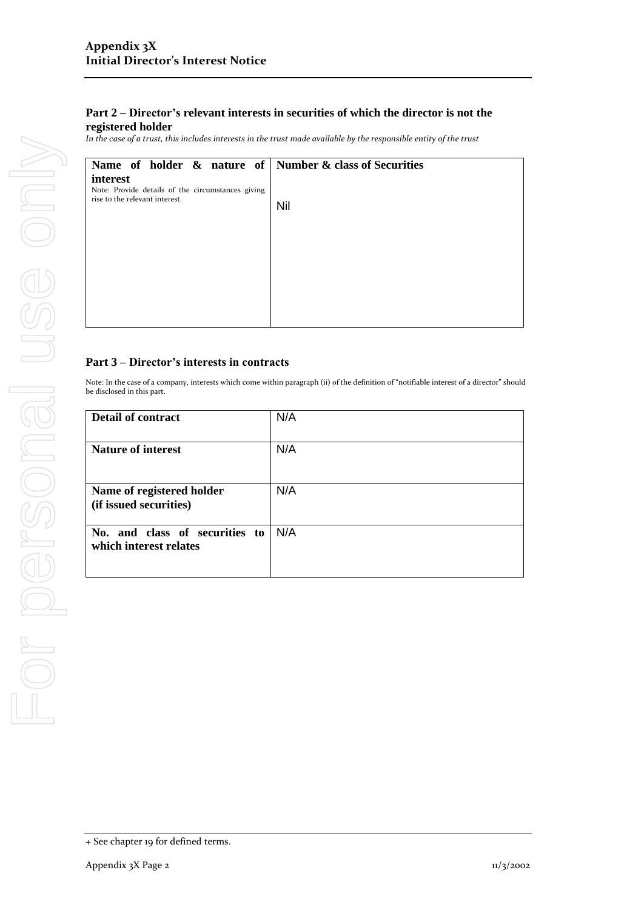## Part 2 – Director's relevant interests in securities of which the director is not the registered holder

*In the case of a trust, this includes interests in the trust made available by the responsible entity of the trust*

| Name of holder & nature of interest<br>Note: Provide details of the circumstances giving rise to the relevant interest. | Number & class of Securities |
|---|---|
| | Nil |

## Part 3 – Director's interests in contracts

Note: In the case of a company, interests which come within paragraph (ii) of the definition of "notifiable interest of a director" should be disclosed in this part.

| | |
|---|---|
| **Detail of contract** | N/A |
| **Nature of interest** | N/A |
| **Name of registered holder (if issued securities)** | N/A |
| **No. and class of securities to which interest relates** | N/A |

+ See chapter 19 for defined terms.